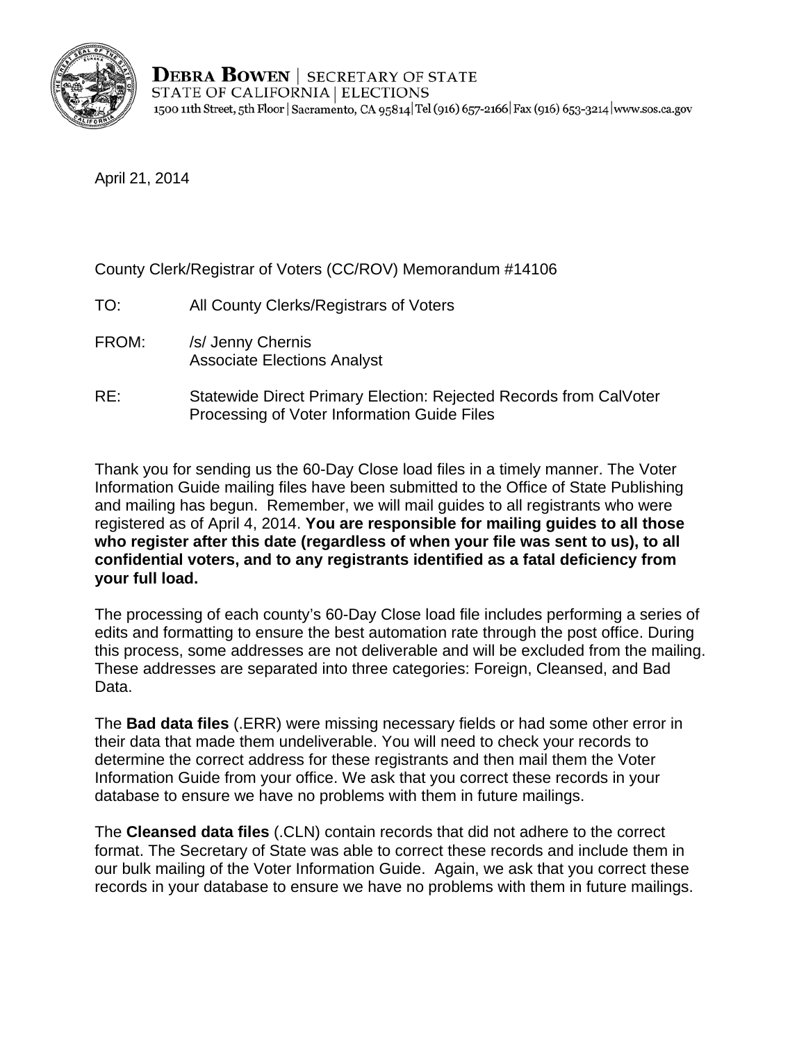**DEBRA BOWEN** | SECRETARY OF STATE
STATE OF CALIFORNIA | ELECTIONS
1500 11th Street, 5th Floor | Sacramento, CA 95814 | Tel (916) 657-2166 | Fax (916) 653-3214 | www.sos.ca.gov

April 21, 2014

County Clerk/Registrar of Voters (CC/ROV) Memorandum #14106

TO: All County Clerks/Registrars of Voters

FROM: /s/ Jenny Chernis
Associate Elections Analyst

RE: Statewide Direct Primary Election: Rejected Records from CalVoter Processing of Voter Information Guide Files

Thank you for sending us the 60-Day Close load files in a timely manner. The Voter Information Guide mailing files have been submitted to the Office of State Publishing and mailing has begun. Remember, we will mail guides to all registrants who were registered as of April 4, 2014. **You are responsible for mailing guides to all those who register after this date (regardless of when your file was sent to us), to all confidential voters, and to any registrants identified as a fatal deficiency from your full load.**

The processing of each county's 60-Day Close load file includes performing a series of edits and formatting to ensure the best automation rate through the post office. During this process, some addresses are not deliverable and will be excluded from the mailing. These addresses are separated into three categories: Foreign, Cleansed, and Bad Data.

The **Bad data files** (.ERR) were missing necessary fields or had some other error in their data that made them undeliverable. You will need to check your records to determine the correct address for these registrants and then mail them the Voter Information Guide from your office. We ask that you correct these records in your database to ensure we have no problems with them in future mailings.

The **Cleansed data files** (.CLN) contain records that did not adhere to the correct format. The Secretary of State was able to correct these records and include them in our bulk mailing of the Voter Information Guide. Again, we ask that you correct these records in your database to ensure we have no problems with them in future mailings.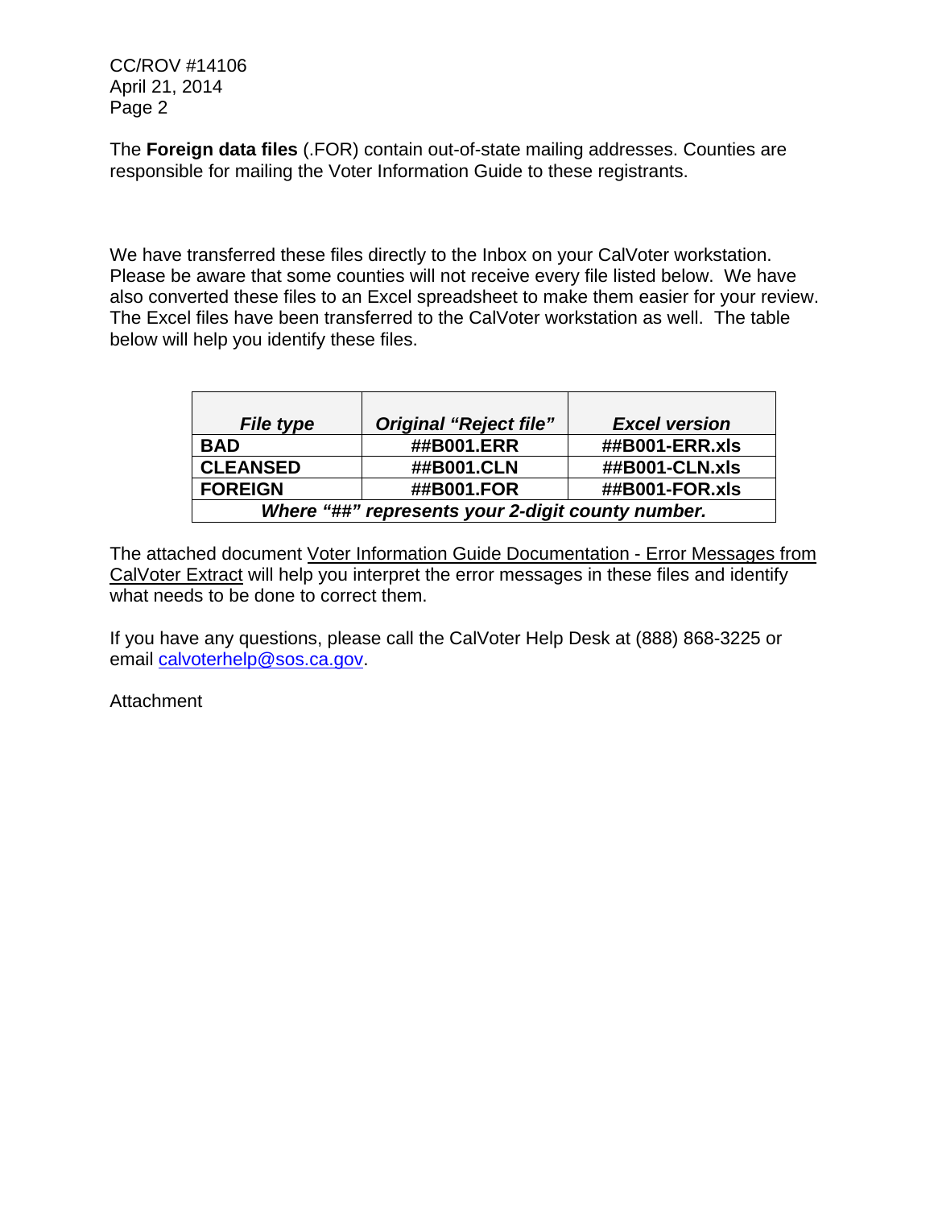The **Foreign data files** (.FOR) contain out-of-state mailing addresses. Counties are responsible for mailing the Voter Information Guide to these registrants.

We have transferred these files directly to the Inbox on your CalVoter workstation. Please be aware that some counties will not receive every file listed below. We have also converted these files to an Excel spreadsheet to make them easier for your review. The Excel files have been transferred to the CalVoter workstation as well. The table below will help you identify these files.

| ***File type*** | ***Original "Reject file"*** | ***Excel version*** |
|---|---|---|
| **BAD** | **##B001.ERR** | **##B001-ERR.xls** |
| **CLEANSED** | **##B001.CLN** | **##B001-CLN.xls** |
| **FOREIGN** | **##B001.FOR** | **##B001-FOR.xls** |
| ***Where "##" represents your 2-digit county number.*** | | |

The attached document Voter Information Guide Documentation - Error Messages from CalVoter Extract will help you interpret the error messages in these files and identify what needs to be done to correct them.

If you have any questions, please call the CalVoter Help Desk at (888) 868-3225 or email calvoterhelp@sos.ca.gov.

Attachment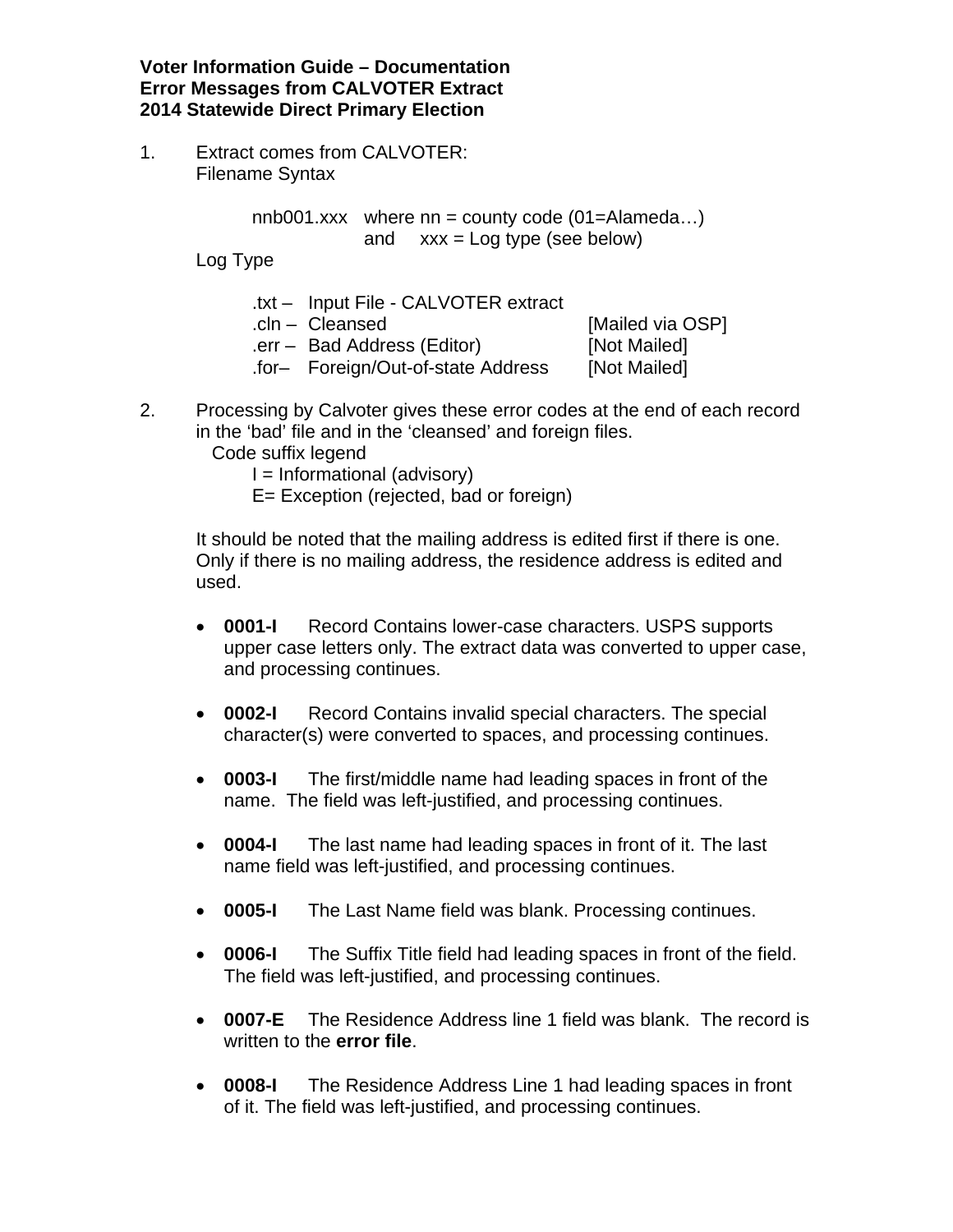**Voter Information Guide – Documentation**
**Error Messages from CALVOTER Extract**
**2014 Statewide Direct Primary Election**

1. Extract comes from CALVOTER:
   Filename Syntax

   nnb001.xxx where nn = county code (01=Alameda…)
   and xxx = Log type (see below)

   Log Type

   .txt – Input File - CALVOTER extract
   .cln – Cleansed [Mailed via OSP]
   .err – Bad Address (Editor) [Not Mailed]
   .for– Foreign/Out-of-state Address [Not Mailed]

2. Processing by Calvoter gives these error codes at the end of each record in the 'bad' file and in the 'cleansed' and foreign files.
   Code suffix legend
   I = Informational (advisory)
   E= Exception (rejected, bad or foreign)

   It should be noted that the mailing address is edited first if there is one. Only if there is no mailing address, the residence address is edited and used.

   - **0001-I** Record Contains lower-case characters. USPS supports upper case letters only. The extract data was converted to upper case, and processing continues.
   - **0002-I** Record Contains invalid special characters. The special character(s) were converted to spaces, and processing continues.
   - **0003-I** The first/middle name had leading spaces in front of the name. The field was left-justified, and processing continues.
   - **0004-I** The last name had leading spaces in front of it. The last name field was left-justified, and processing continues.
   - **0005-I** The Last Name field was blank. Processing continues.
   - **0006-I** The Suffix Title field had leading spaces in front of the field. The field was left-justified, and processing continues.
   - **0007-E** The Residence Address line 1 field was blank. The record is written to the **error file**.
   - **0008-I** The Residence Address Line 1 had leading spaces in front of it. The field was left-justified, and processing continues.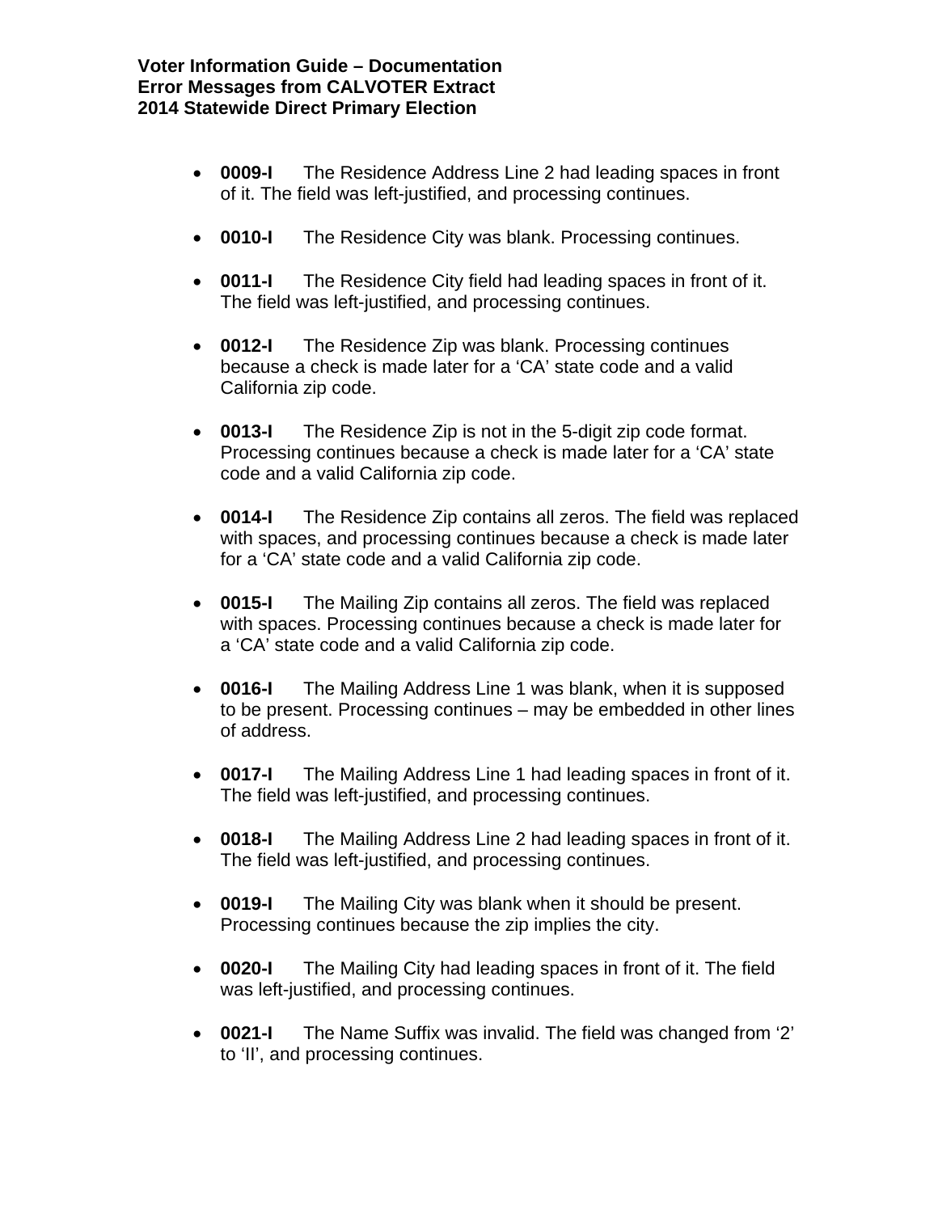- **0009-I** The Residence Address Line 2 had leading spaces in front of it. The field was left-justified, and processing continues.

- **0010-I** The Residence City was blank. Processing continues.

- **0011-I** The Residence City field had leading spaces in front of it. The field was left-justified, and processing continues.

- **0012-I** The Residence Zip was blank. Processing continues because a check is made later for a 'CA' state code and a valid California zip code.

- **0013-I** The Residence Zip is not in the 5-digit zip code format. Processing continues because a check is made later for a 'CA' state code and a valid California zip code.

- **0014-I** The Residence Zip contains all zeros. The field was replaced with spaces, and processing continues because a check is made later for a 'CA' state code and a valid California zip code.

- **0015-I** The Mailing Zip contains all zeros. The field was replaced with spaces. Processing continues because a check is made later for a 'CA' state code and a valid California zip code.

- **0016-I** The Mailing Address Line 1 was blank, when it is supposed to be present. Processing continues – may be embedded in other lines of address.

- **0017-I** The Mailing Address Line 1 had leading spaces in front of it. The field was left-justified, and processing continues.

- **0018-I** The Mailing Address Line 2 had leading spaces in front of it. The field was left-justified, and processing continues.

- **0019-I** The Mailing City was blank when it should be present. Processing continues because the zip implies the city.

- **0020-I** The Mailing City had leading spaces in front of it. The field was left-justified, and processing continues.

- **0021-I** The Name Suffix was invalid. The field was changed from '2' to 'II', and processing continues.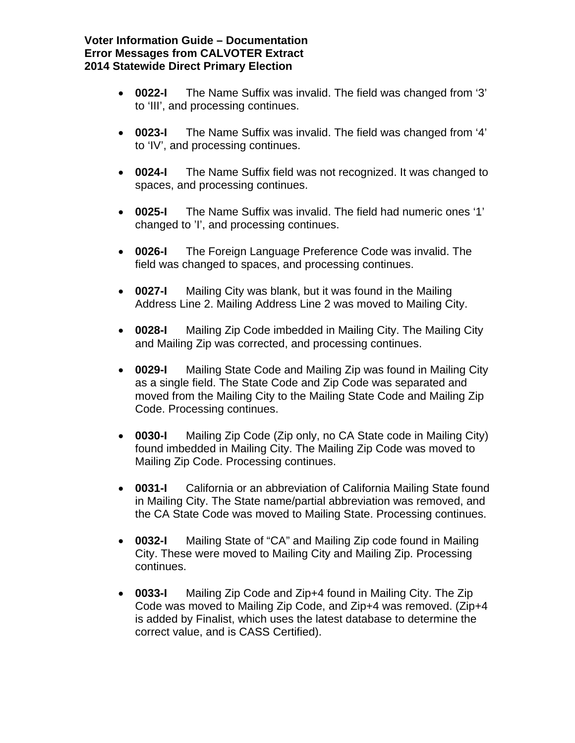**Voter Information Guide – Documentation**
**Error Messages from CALVOTER Extract**
**2014 Statewide Direct Primary Election**

- **0022-I** The Name Suffix was invalid. The field was changed from '3' to 'III', and processing continues.

- **0023-I** The Name Suffix was invalid. The field was changed from '4' to 'IV', and processing continues.

- **0024-I** The Name Suffix field was not recognized. It was changed to spaces, and processing continues.

- **0025-I** The Name Suffix was invalid. The field had numeric ones '1' changed to 'I', and processing continues.

- **0026-I** The Foreign Language Preference Code was invalid. The field was changed to spaces, and processing continues.

- **0027-I** Mailing City was blank, but it was found in the Mailing Address Line 2. Mailing Address Line 2 was moved to Mailing City.

- **0028-I** Mailing Zip Code imbedded in Mailing City. The Mailing City and Mailing Zip was corrected, and processing continues.

- **0029-I** Mailing State Code and Mailing Zip was found in Mailing City as a single field. The State Code and Zip Code was separated and moved from the Mailing City to the Mailing State Code and Mailing Zip Code. Processing continues.

- **0030-I** Mailing Zip Code (Zip only, no CA State code in Mailing City) found imbedded in Mailing City. The Mailing Zip Code was moved to Mailing Zip Code. Processing continues.

- **0031-I** California or an abbreviation of California Mailing State found in Mailing City. The State name/partial abbreviation was removed, and the CA State Code was moved to Mailing State. Processing continues.

- **0032-I** Mailing State of "CA" and Mailing Zip code found in Mailing City. These were moved to Mailing City and Mailing Zip. Processing continues.

- **0033-I** Mailing Zip Code and Zip+4 found in Mailing City. The Zip Code was moved to Mailing Zip Code, and Zip+4 was removed. (Zip+4 is added by Finalist, which uses the latest database to determine the correct value, and is CASS Certified).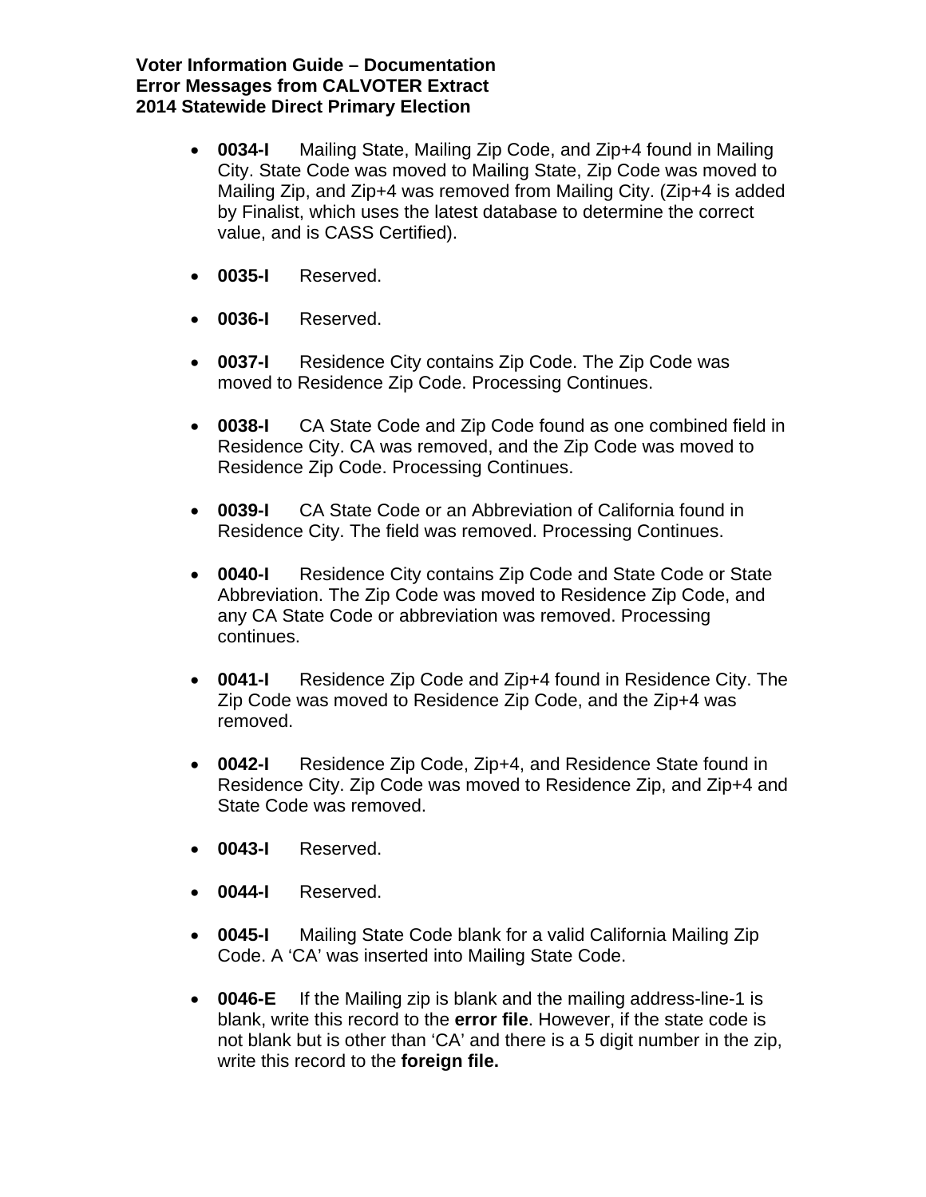- **0034-I** Mailing State, Mailing Zip Code, and Zip+4 found in Mailing City. State Code was moved to Mailing State, Zip Code was moved to Mailing Zip, and Zip+4 was removed from Mailing City. (Zip+4 is added by Finalist, which uses the latest database to determine the correct value, and is CASS Certified).

- **0035-I** Reserved.

- **0036-I** Reserved.

- **0037-I** Residence City contains Zip Code. The Zip Code was moved to Residence Zip Code. Processing Continues.

- **0038-I** CA State Code and Zip Code found as one combined field in Residence City. CA was removed, and the Zip Code was moved to Residence Zip Code. Processing Continues.

- **0039-I** CA State Code or an Abbreviation of California found in Residence City. The field was removed. Processing Continues.

- **0040-I** Residence City contains Zip Code and State Code or State Abbreviation. The Zip Code was moved to Residence Zip Code, and any CA State Code or abbreviation was removed. Processing continues.

- **0041-I** Residence Zip Code and Zip+4 found in Residence City. The Zip Code was moved to Residence Zip Code, and the Zip+4 was removed.

- **0042-I** Residence Zip Code, Zip+4, and Residence State found in Residence City. Zip Code was moved to Residence Zip, and Zip+4 and State Code was removed.

- **0043-I** Reserved.

- **0044-I** Reserved.

- **0045-I** Mailing State Code blank for a valid California Mailing Zip Code. A 'CA' was inserted into Mailing State Code.

- **0046-E** If the Mailing zip is blank and the mailing address-line-1 is blank, write this record to the **error file**. However, if the state code is not blank but is other than 'CA' and there is a 5 digit number in the zip, write this record to the **foreign file.**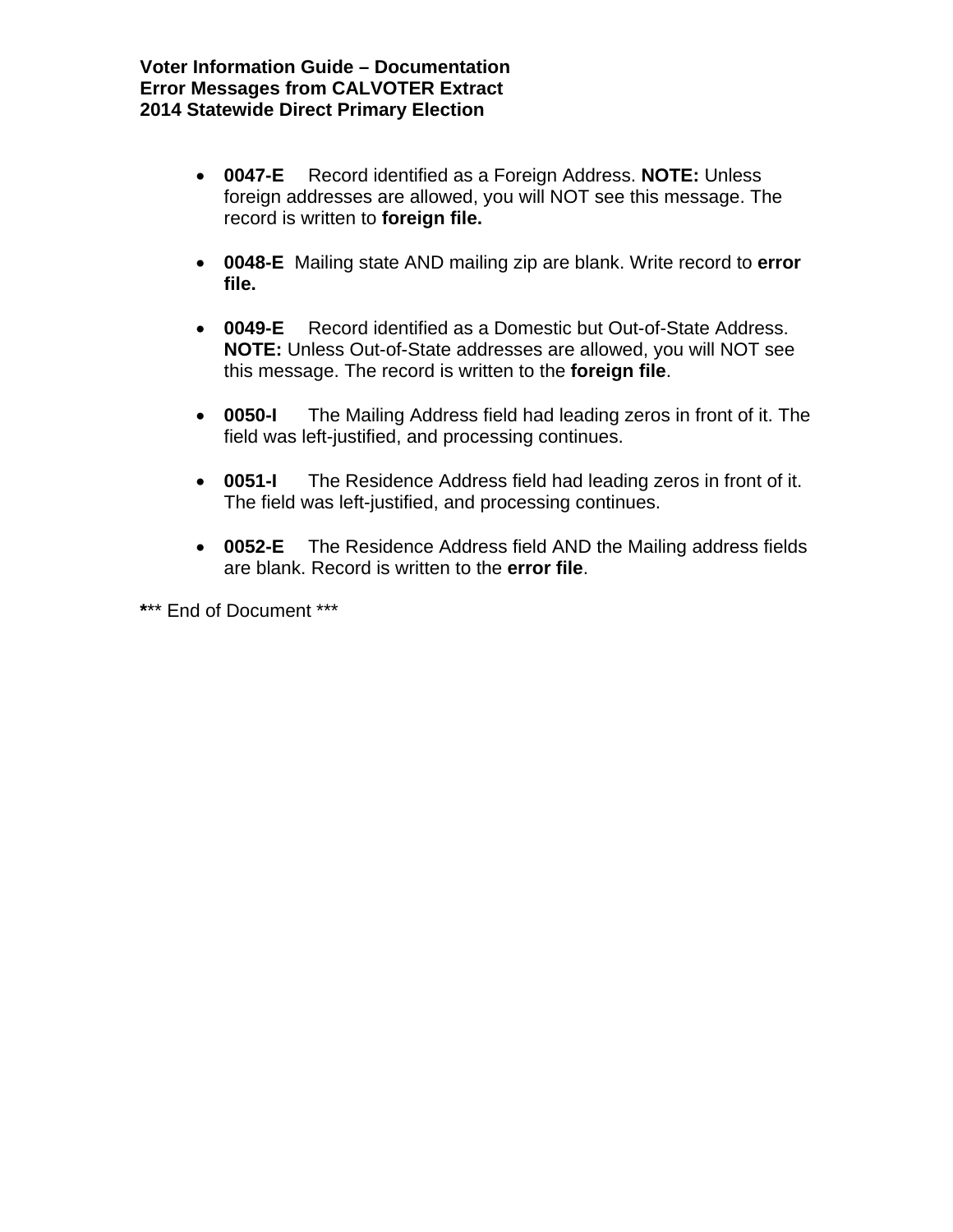- **0047-E** Record identified as a Foreign Address. **NOTE:** Unless foreign addresses are allowed, you will NOT see this message. The record is written to **foreign file.**

- **0048-E** Mailing state AND mailing zip are blank. Write record to **error file.**

- **0049-E** Record identified as a Domestic but Out-of-State Address. **NOTE:** Unless Out-of-State addresses are allowed, you will NOT see this message. The record is written to the **foreign file**.

- **0050-I** The Mailing Address field had leading zeros in front of it. The field was left-justified, and processing continues.

- **0051-I** The Residence Address field had leading zeros in front of it. The field was left-justified, and processing continues.

- **0052-E** The Residence Address field AND the Mailing address fields are blank. Record is written to the **error file**.

*** End of Document ***